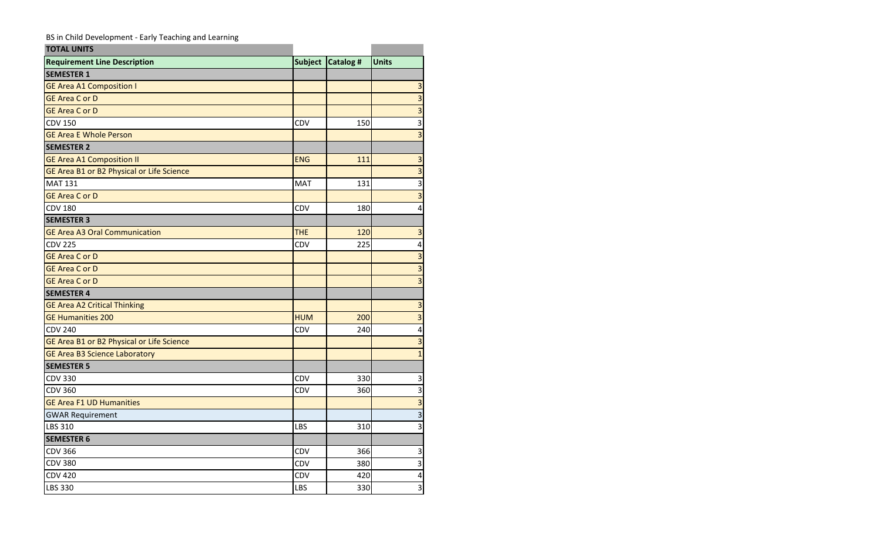BS in Child Development - Early Teaching and Learning

| TOTAL UNITS | | | |
|---|---|---|---|
| **Requirement Line Description** | **Subject** | **Catalog #** | **Units** |
| **SEMESTER 1** | | | |
| GE Area A1 Composition I | | | 3 |
| GE Area C or D | | | 3 |
| GE Area C or D | | | 3 |
| CDV 150 | CDV | 150 | 3 |
| GE Area E Whole Person | | | 3 |
| **SEMESTER 2** | | | |
| GE Area A1 Composition II | ENG | 111 | 3 |
| GE Area B1 or B2 Physical or Life Science | | | 3 |
| MAT 131 | MAT | 131 | 3 |
| GE Area C or D | | | 3 |
| CDV 180 | CDV | 180 | 4 |
| **SEMESTER 3** | | | |
| GE Area A3 Oral Communication | THE | 120 | 3 |
| CDV 225 | CDV | 225 | 4 |
| GE Area C or D | | | 3 |
| GE Area C or D | | | 3 |
| GE Area C or D | | | 3 |
| **SEMESTER 4** | | | |
| GE Area A2 Critical Thinking | | | 3 |
| GE Humanities 200 | HUM | 200 | 3 |
| CDV 240 | CDV | 240 | 4 |
| GE Area B1 or B2 Physical or Life Science | | | 3 |
| GE Area B3 Science Laboratory | | | 1 |
| **SEMESTER 5** | | | |
| CDV 330 | CDV | 330 | 3 |
| CDV 360 | CDV | 360 | 3 |
| GE Area F1 UD Humanities | | | 3 |
| GWAR Requirement | | | 3 |
| LBS 310 | LBS | 310 | 3 |
| **SEMESTER 6** | | | |
| CDV 366 | CDV | 366 | 3 |
| CDV 380 | CDV | 380 | 3 |
| CDV 420 | CDV | 420 | 4 |
| LBS 330 | LBS | 330 | 3 |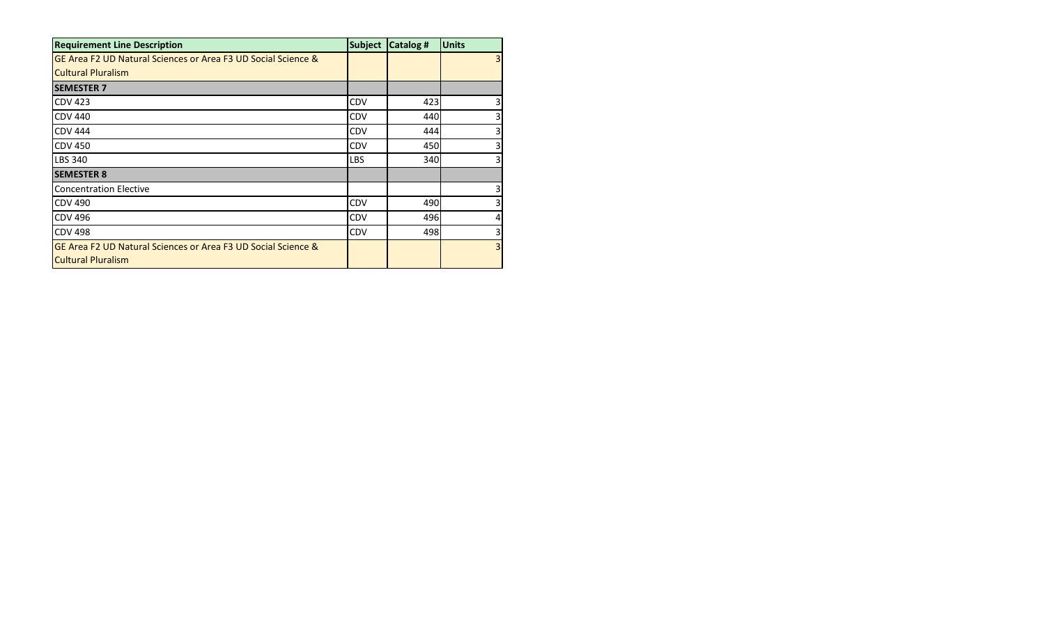| Requirement Line Description | Subject | Catalog # | Units |
|---|---|---|---|
| GE Area F2 UD Natural Sciences or Area F3 UD Social Science & Cultural Pluralism | | | 3 |
| **SEMESTER 7** | | | |
| CDV 423 | CDV | 423 | 3 |
| CDV 440 | CDV | 440 | 3 |
| CDV 444 | CDV | 444 | 3 |
| CDV 450 | CDV | 450 | 3 |
| LBS 340 | LBS | 340 | 3 |
| **SEMESTER 8** | | | |
| Concentration Elective | | | 3 |
| CDV 490 | CDV | 490 | 3 |
| CDV 496 | CDV | 496 | 4 |
| CDV 498 | CDV | 498 | 3 |
| GE Area F2 UD Natural Sciences or Area F3 UD Social Science & Cultural Pluralism | | | 3 |